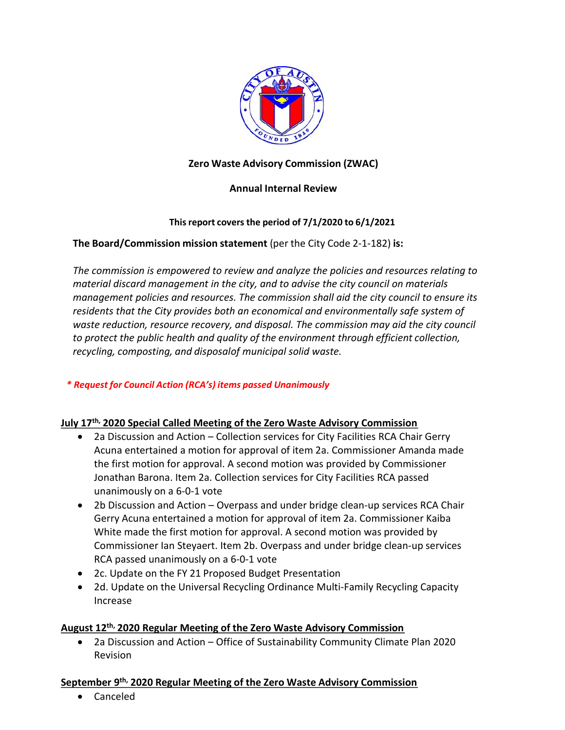**Zero Waste Advisory Commission (ZWAC)**

**Annual Internal Review**

**This report covers the period of 7/1/2020 to 6/1/2021**

**The Board/Commission mission statement** (per the City Code 2-1-182) **is:**

*The commission is empowered to review and analyze the policies and resources relating to material discard management in the city, and to advise the city council on materials management policies and resources. The commission shall aid the city council to ensure its residents that the City provides both an economical and environmentally safe system of waste reduction, resource recovery, and disposal. The commission may aid the city council to protect the public health and quality of the environment through efficient collection, recycling, composting, and disposalof municipal solid waste.*

***** Request for Council Action (RCA's) items passed Unanimously***

**July 17th, 2020 Special Called Meeting of the Zero Waste Advisory Commission**

- 2a Discussion and Action – Collection services for City Facilities RCA Chair Gerry Acuna entertained a motion for approval of item 2a. Commissioner Amanda made the first motion for approval. A second motion was provided by Commissioner Jonathan Barona. Item 2a. Collection services for City Facilities RCA passed unanimously on a 6-0-1 vote
- 2b Discussion and Action – Overpass and under bridge clean-up services RCA Chair Gerry Acuna entertained a motion for approval of item 2a. Commissioner Kaiba White made the first motion for approval. A second motion was provided by Commissioner Ian Steyaert. Item 2b. Overpass and under bridge clean-up services RCA passed unanimously on a 6-0-1 vote
- 2c. Update on the FY 21 Proposed Budget Presentation
- 2d. Update on the Universal Recycling Ordinance Multi-Family Recycling Capacity Increase

**August 12th, 2020 Regular Meeting of the Zero Waste Advisory Commission**

- 2a Discussion and Action – Office of Sustainability Community Climate Plan 2020 Revision

**September 9th, 2020 Regular Meeting of the Zero Waste Advisory Commission**

- Canceled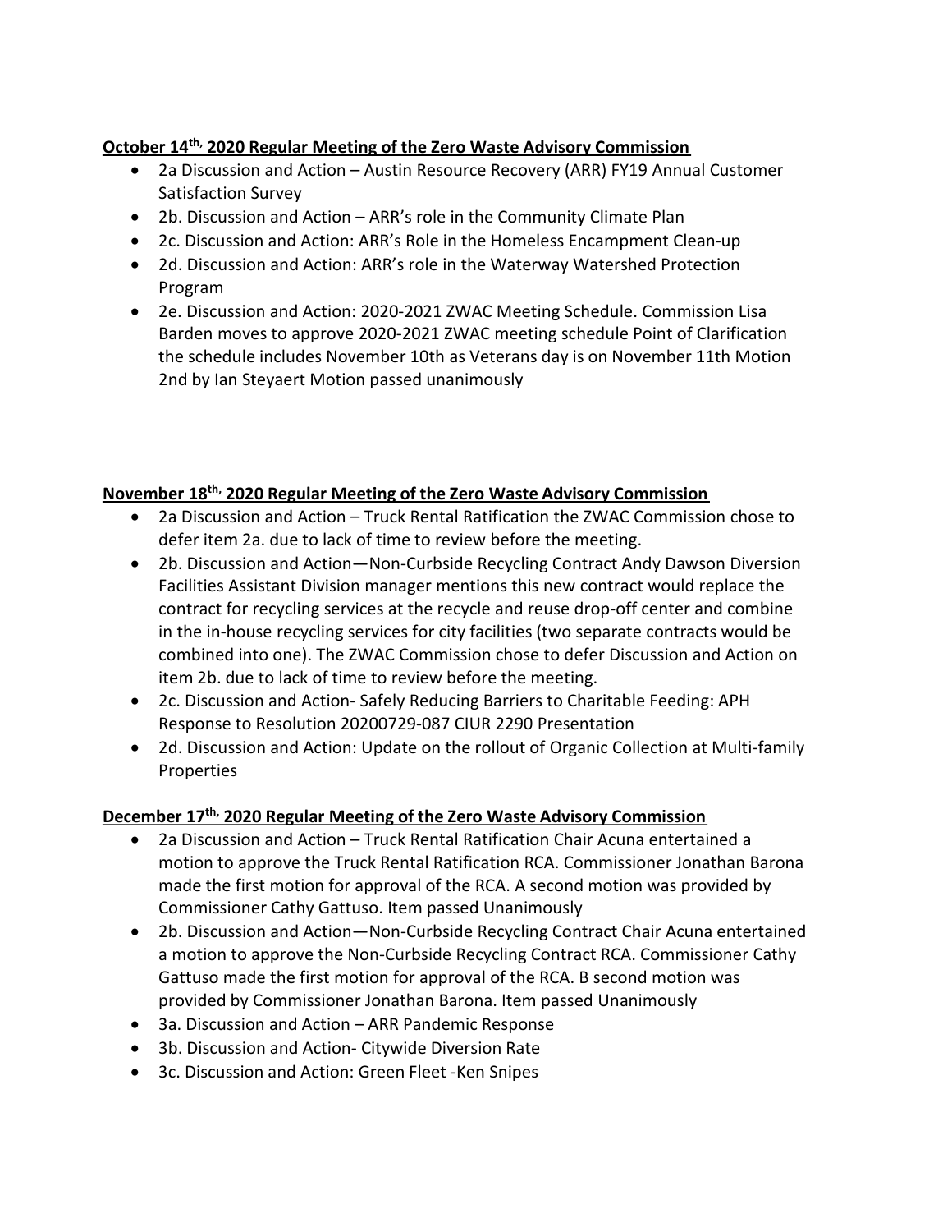**October 14th, 2020 Regular Meeting of the Zero Waste Advisory Commission**

- 2a Discussion and Action – Austin Resource Recovery (ARR) FY19 Annual Customer Satisfaction Survey
- 2b. Discussion and Action – ARR's role in the Community Climate Plan
- 2c. Discussion and Action: ARR's Role in the Homeless Encampment Clean-up
- 2d. Discussion and Action: ARR's role in the Waterway Watershed Protection Program
- 2e. Discussion and Action: 2020-2021 ZWAC Meeting Schedule. Commission Lisa Barden moves to approve 2020-2021 ZWAC meeting schedule Point of Clarification the schedule includes November 10th as Veterans day is on November 11th Motion 2nd by Ian Steyaert Motion passed unanimously

**November 18th, 2020 Regular Meeting of the Zero Waste Advisory Commission**

- 2a Discussion and Action – Truck Rental Ratification the ZWAC Commission chose to defer item 2a. due to lack of time to review before the meeting.
- 2b. Discussion and Action—Non-Curbside Recycling Contract Andy Dawson Diversion Facilities Assistant Division manager mentions this new contract would replace the contract for recycling services at the recycle and reuse drop-off center and combine in the in-house recycling services for city facilities (two separate contracts would be combined into one). The ZWAC Commission chose to defer Discussion and Action on item 2b. due to lack of time to review before the meeting.
- 2c. Discussion and Action- Safely Reducing Barriers to Charitable Feeding: APH Response to Resolution 20200729-087 CIUR 2290 Presentation
- 2d. Discussion and Action: Update on the rollout of Organic Collection at Multi-family Properties

**December 17th, 2020 Regular Meeting of the Zero Waste Advisory Commission**

- 2a Discussion and Action – Truck Rental Ratification Chair Acuna entertained a motion to approve the Truck Rental Ratification RCA. Commissioner Jonathan Barona made the first motion for approval of the RCA. A second motion was provided by Commissioner Cathy Gattuso. Item passed Unanimously
- 2b. Discussion and Action—Non-Curbside Recycling Contract Chair Acuna entertained a motion to approve the Non-Curbside Recycling Contract RCA. Commissioner Cathy Gattuso made the first motion for approval of the RCA. B second motion was provided by Commissioner Jonathan Barona. Item passed Unanimously
- 3a. Discussion and Action – ARR Pandemic Response
- 3b. Discussion and Action- Citywide Diversion Rate
- 3c. Discussion and Action: Green Fleet -Ken Snipes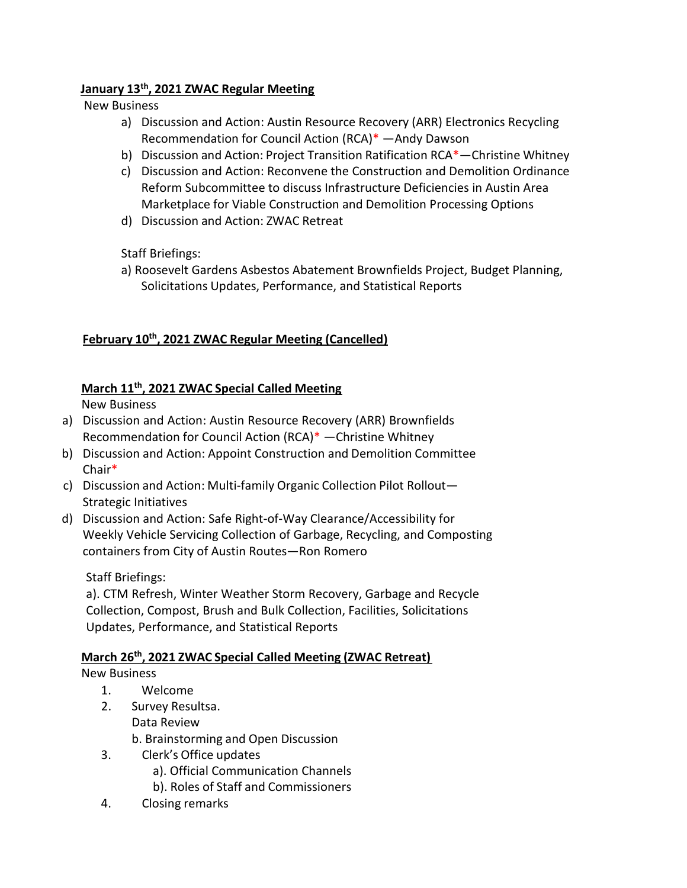**January 13th, 2021 ZWAC Regular Meeting**

New Business

a) Discussion and Action: Austin Resource Recovery (ARR) Electronics Recycling Recommendation for Council Action (RCA)* —Andy Dawson
b) Discussion and Action: Project Transition Ratification RCA*—Christine Whitney
c) Discussion and Action: Reconvene the Construction and Demolition Ordinance Reform Subcommittee to discuss Infrastructure Deficiencies in Austin Area Marketplace for Viable Construction and Demolition Processing Options
d) Discussion and Action: ZWAC Retreat

Staff Briefings:

a) Roosevelt Gardens Asbestos Abatement Brownfields Project, Budget Planning, Solicitations Updates, Performance, and Statistical Reports

**February 10th, 2021 ZWAC Regular Meeting (Cancelled)**

**March 11th, 2021 ZWAC Special Called Meeting**

New Business

a) Discussion and Action: Austin Resource Recovery (ARR) Brownfields Recommendation for Council Action (RCA)* —Christine Whitney
b) Discussion and Action: Appoint Construction and Demolition Committee Chair*
c) Discussion and Action: Multi-family Organic Collection Pilot Rollout—Strategic Initiatives
d) Discussion and Action: Safe Right-of-Way Clearance/Accessibility for Weekly Vehicle Servicing Collection of Garbage, Recycling, and Composting containers from City of Austin Routes—Ron Romero

Staff Briefings:

a). CTM Refresh, Winter Weather Storm Recovery, Garbage and Recycle Collection, Compost, Brush and Bulk Collection, Facilities, Solicitations Updates, Performance, and Statistical Reports

**March 26th, 2021 ZWAC Special Called Meeting (ZWAC Retreat)**

New Business

1. Welcome
2. Survey Resultsa.
   Data Review
   b. Brainstorming and Open Discussion
3. Clerk's Office updates
   a). Official Communication Channels
   b). Roles of Staff and Commissioners
4. Closing remarks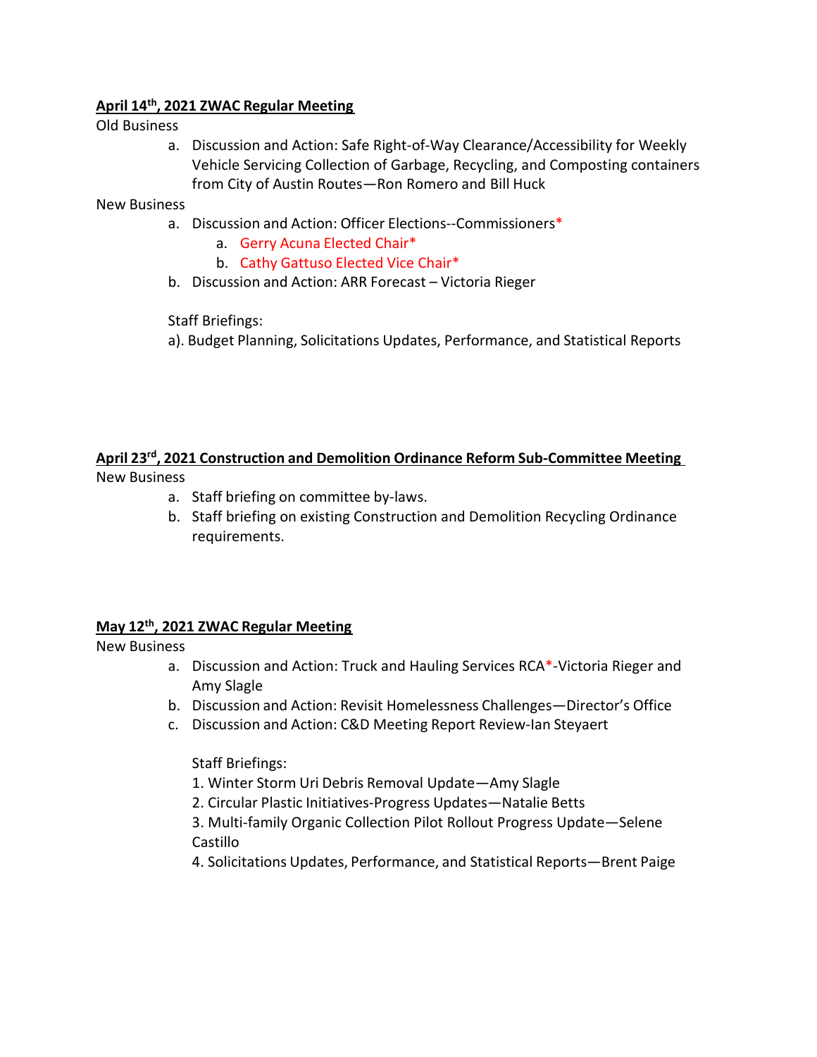**April 14th, 2021 ZWAC Regular Meeting**

Old Business

a. Discussion and Action: Safe Right-of-Way Clearance/Accessibility for Weekly Vehicle Servicing Collection of Garbage, Recycling, and Composting containers from City of Austin Routes—Ron Romero and Bill Huck

New Business

a. Discussion and Action: Officer Elections--Commissioners*
    a. Gerry Acuna Elected Chair*
    b. Cathy Gattuso Elected Vice Chair*
b. Discussion and Action: ARR Forecast – Victoria Rieger

Staff Briefings:

a). Budget Planning, Solicitations Updates, Performance, and Statistical Reports

**April 23rd, 2021 Construction and Demolition Ordinance Reform Sub-Committee Meeting**

New Business

a. Staff briefing on committee by-laws.
b. Staff briefing on existing Construction and Demolition Recycling Ordinance requirements.

**May 12th, 2021 ZWAC Regular Meeting**

New Business

a. Discussion and Action: Truck and Hauling Services RCA*-Victoria Rieger and Amy Slagle
b. Discussion and Action: Revisit Homelessness Challenges—Director's Office
c. Discussion and Action: C&D Meeting Report Review-Ian Steyaert

Staff Briefings:

1. Winter Storm Uri Debris Removal Update—Amy Slagle
2. Circular Plastic Initiatives-Progress Updates—Natalie Betts
3. Multi-family Organic Collection Pilot Rollout Progress Update—Selene Castillo
4. Solicitations Updates, Performance, and Statistical Reports—Brent Paige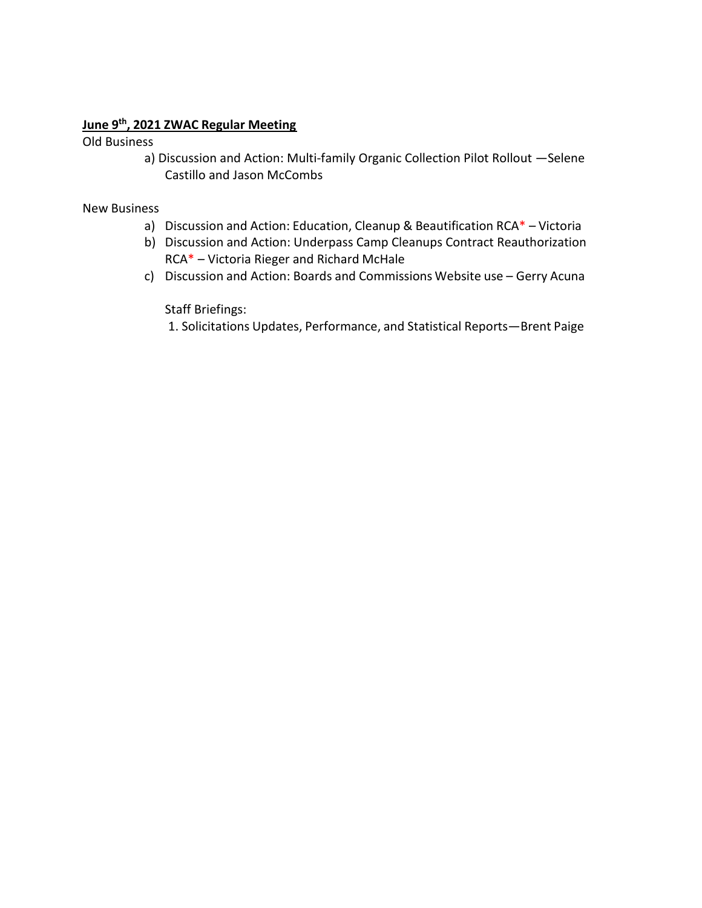**<u>June 9th, 2021 ZWAC Regular Meeting</u>**

Old Business

a) Discussion and Action: Multi-family Organic Collection Pilot Rollout —Selene Castillo and Jason McCombs

New Business

a) Discussion and Action: Education, Cleanup & Beautification RCA* – Victoria
b) Discussion and Action: Underpass Camp Cleanups Contract Reauthorization RCA* – Victoria Rieger and Richard McHale
c) Discussion and Action: Boards and Commissions Website use – Gerry Acuna

Staff Briefings:

1. Solicitations Updates, Performance, and Statistical Reports—Brent Paige